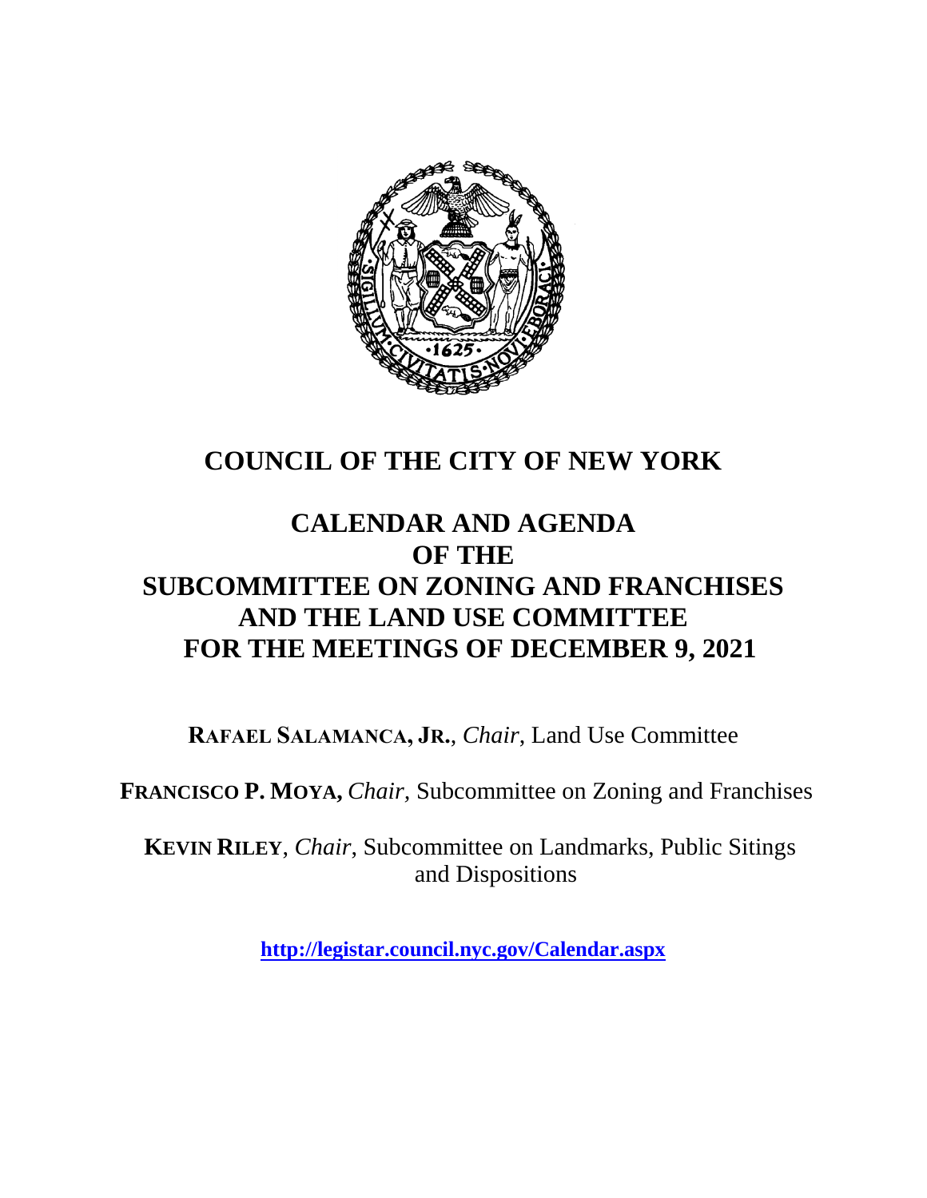# COUNCIL OF THE CITY OF NEW YORK

## CALENDAR AND AGENDA
## OF THE
## SUBCOMMITTEE ON ZONING AND FRANCHISES
## AND THE LAND USE COMMITTEE
## FOR THE MEETINGS OF DECEMBER 9, 2021

**RAFAEL SALAMANCA, JR.**, *Chair*, Land Use Committee

**FRANCISCO P. MOYA,** *Chair*, Subcommittee on Zoning and Franchises

**KEVIN RILEY**, *Chair*, Subcommittee on Landmarks, Public Sitings and Dispositions

**http://legistar.council.nyc.gov/Calendar.aspx**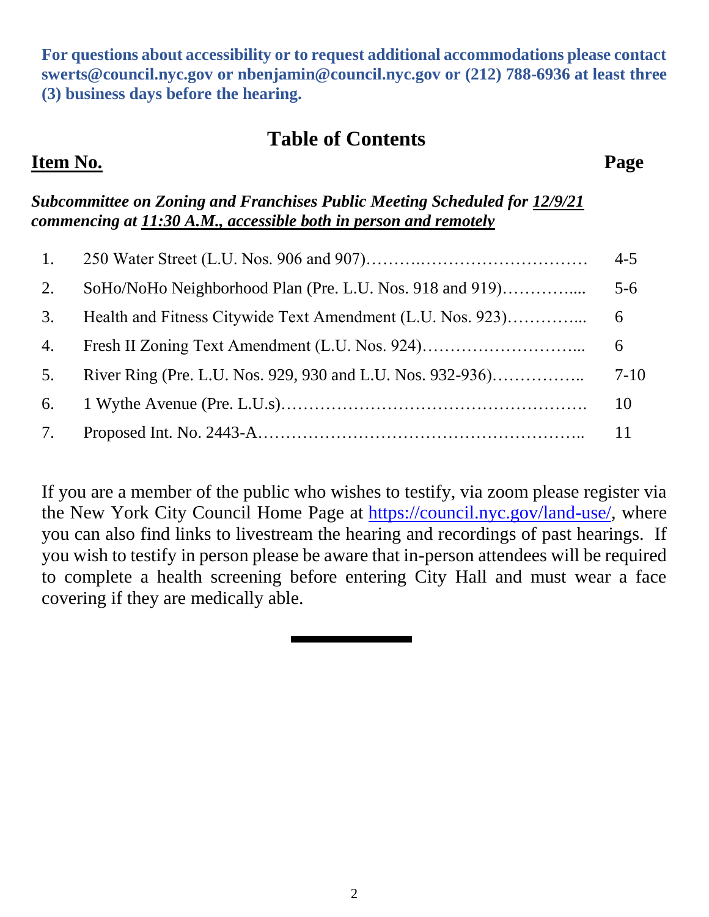**For questions about accessibility or to request additional accommodations please contact swerts@council.nyc.gov or nbenjamin@council.nyc.gov or (212) 788-6936 at least three (3) business days before the hearing.**

## Table of Contents

| **Item No.** | | **Page** |
|---|---|---|
| | ***Subcommittee on Zoning and Franchises Public Meeting Scheduled for 12/9/21 commencing at 11:30 A.M., accessible both in person and remotely*** | |
| 1. | 250 Water Street (L.U. Nos. 906 and 907)………..………………………… | 4-5 |
| 2. | SoHo/NoHo Neighborhood Plan (Pre. L.U. Nos. 918 and 919)………….... | 5-6 |
| 3. | Health and Fitness Citywide Text Amendment (L.U. Nos. 923)…………... | 6 |
| 4. | Fresh II Zoning Text Amendment (L.U. Nos. 924)……………………….... | 6 |
| 5. | River Ring (Pre. L.U. Nos. 929, 930 and L.U. Nos. 932-936)…………….. | 7-10 |
| 6. | 1 Wythe Avenue (Pre. L.U.s)………………………………………………. | 10 |
| 7. | Proposed Int. No. 2443-A………………………………………………….. | 11 |

If you are a member of the public who wishes to testify, via zoom please register via the New York City Council Home Page at https://council.nyc.gov/land-use/, where you can also find links to livestream the hearing and recordings of past hearings. If you wish to testify in person please be aware that in-person attendees will be required to complete a health screening before entering City Hall and must wear a face covering if they are medically able.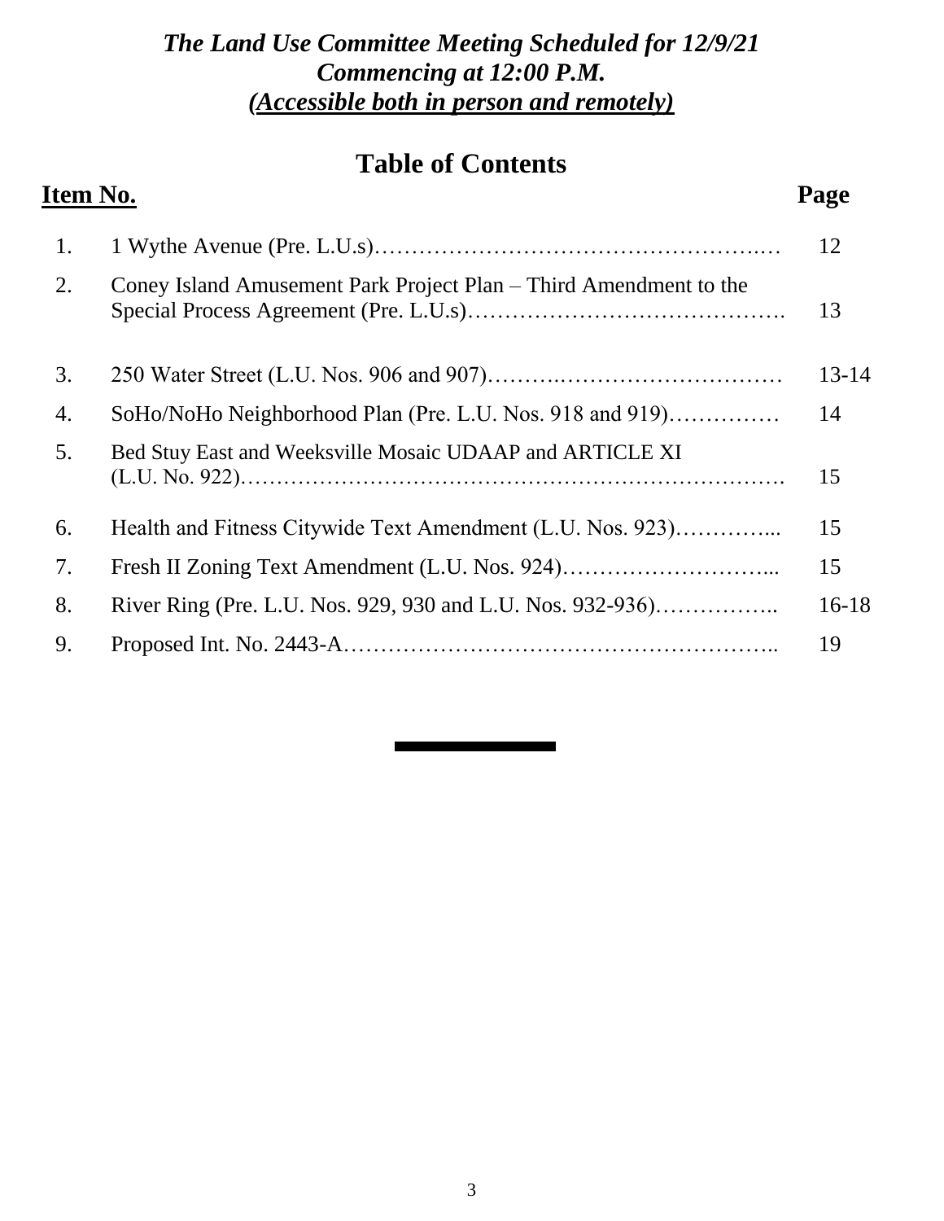***The Land Use Committee Meeting Scheduled for 12/9/21***
***Commencing at 12:00 P.M.***
***(Accessible both in person and remotely)***

## Table of Contents

| **Item No.** | | **Page** |
|---|---|---|
| 1. | 1 Wythe Avenue (Pre. L.U.s)……………………………………………….… | 12 |
| 2. | Coney Island Amusement Park Project Plan – Third Amendment to the Special Process Agreement (Pre. L.U.s)……………………………………. | 13 |
| 3. | 250 Water Street (L.U. Nos. 906 and 907)……….………………………… | 13-14 |
| 4. | SoHo/NoHo Neighborhood Plan (Pre. L.U. Nos. 918 and 919)…………… | 14 |
| 5. | Bed Stuy East and Weeksville Mosaic UDAAP and ARTICLE XI (L.U. No. 922)……………………………………………………………….. | 15 |
| 6. | Health and Fitness Citywide Text Amendment (L.U. Nos. 923)…………... | 15 |
| 7. | Fresh II Zoning Text Amendment (L.U. Nos. 924)………………………... | 15 |
| 8. | River Ring (Pre. L.U. Nos. 929, 930 and L.U. Nos. 932-936)…………….. | 16-18 |
| 9. | Proposed Int. No. 2443-A………………………………………………….. | 19 |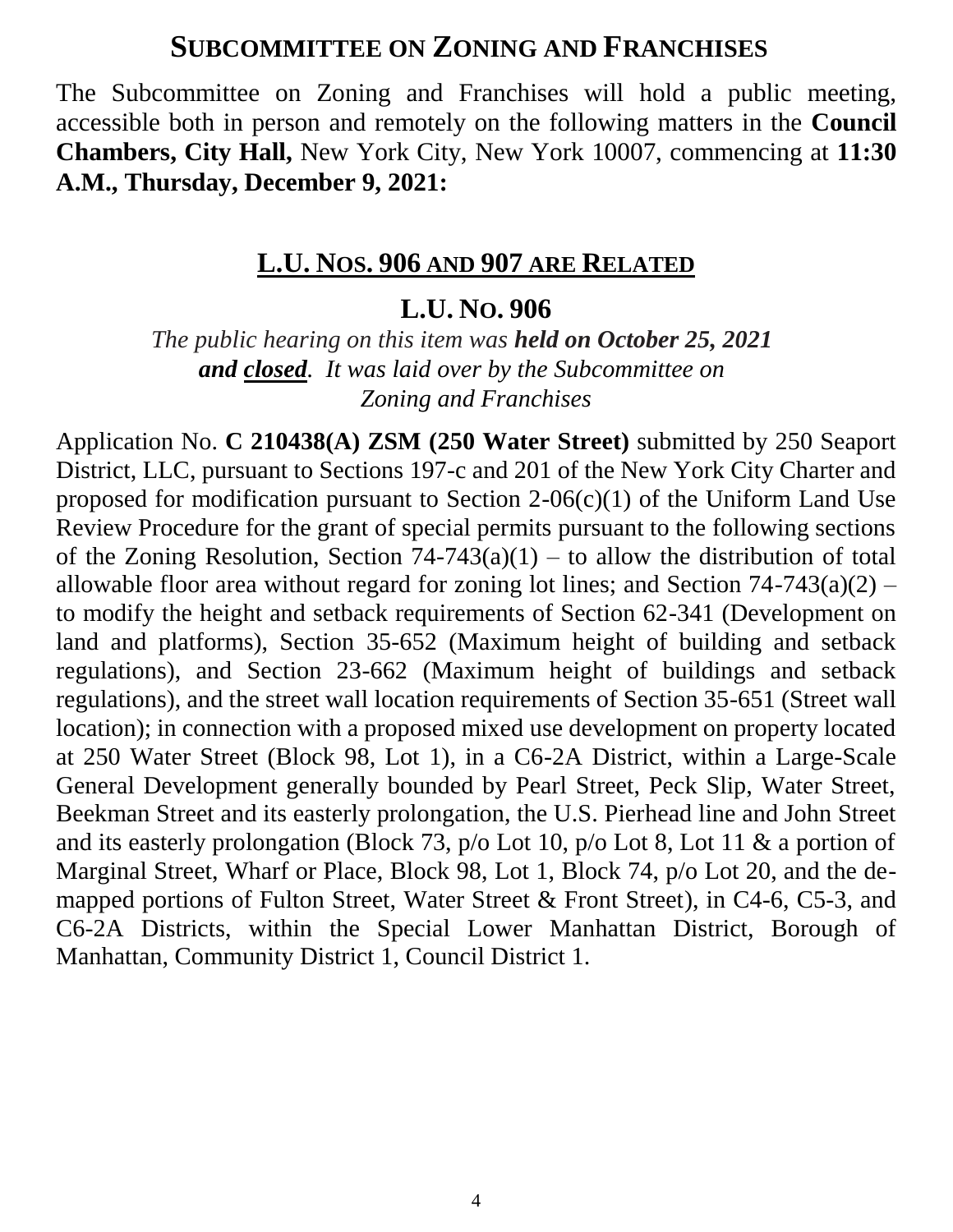## SUBCOMMITTEE ON ZONING AND FRANCHISES

The Subcommittee on Zoning and Franchises will hold a public meeting, accessible both in person and remotely on the following matters in the **Council Chambers, City Hall,** New York City, New York 10007, commencing at **11:30 A.M., Thursday, December 9, 2021:**

### L.U. NOS. 906 AND 907 ARE RELATED

### L.U. NO. 906

*The public hearing on this item was **held on October 25, 2021 and closed**. It was laid over by the Subcommittee on Zoning and Franchises*

Application No. **C 210438(A) ZSM (250 Water Street)** submitted by 250 Seaport District, LLC, pursuant to Sections 197-c and 201 of the New York City Charter and proposed for modification pursuant to Section 2-06(c)(1) of the Uniform Land Use Review Procedure for the grant of special permits pursuant to the following sections of the Zoning Resolution, Section 74-743(a)(1) – to allow the distribution of total allowable floor area without regard for zoning lot lines; and Section 74-743(a)(2) – to modify the height and setback requirements of Section 62-341 (Development on land and platforms), Section 35-652 (Maximum height of building and setback regulations), and Section 23-662 (Maximum height of buildings and setback regulations), and the street wall location requirements of Section 35-651 (Street wall location); in connection with a proposed mixed use development on property located at 250 Water Street (Block 98, Lot 1), in a C6-2A District, within a Large-Scale General Development generally bounded by Pearl Street, Peck Slip, Water Street, Beekman Street and its easterly prolongation, the U.S. Pierhead line and John Street and its easterly prolongation (Block 73, p/o Lot 10, p/o Lot 8, Lot 11 & a portion of Marginal Street, Wharf or Place, Block 98, Lot 1, Block 74, p/o Lot 20, and the de-mapped portions of Fulton Street, Water Street & Front Street), in C4-6, C5-3, and C6-2A Districts, within the Special Lower Manhattan District, Borough of Manhattan, Community District 1, Council District 1.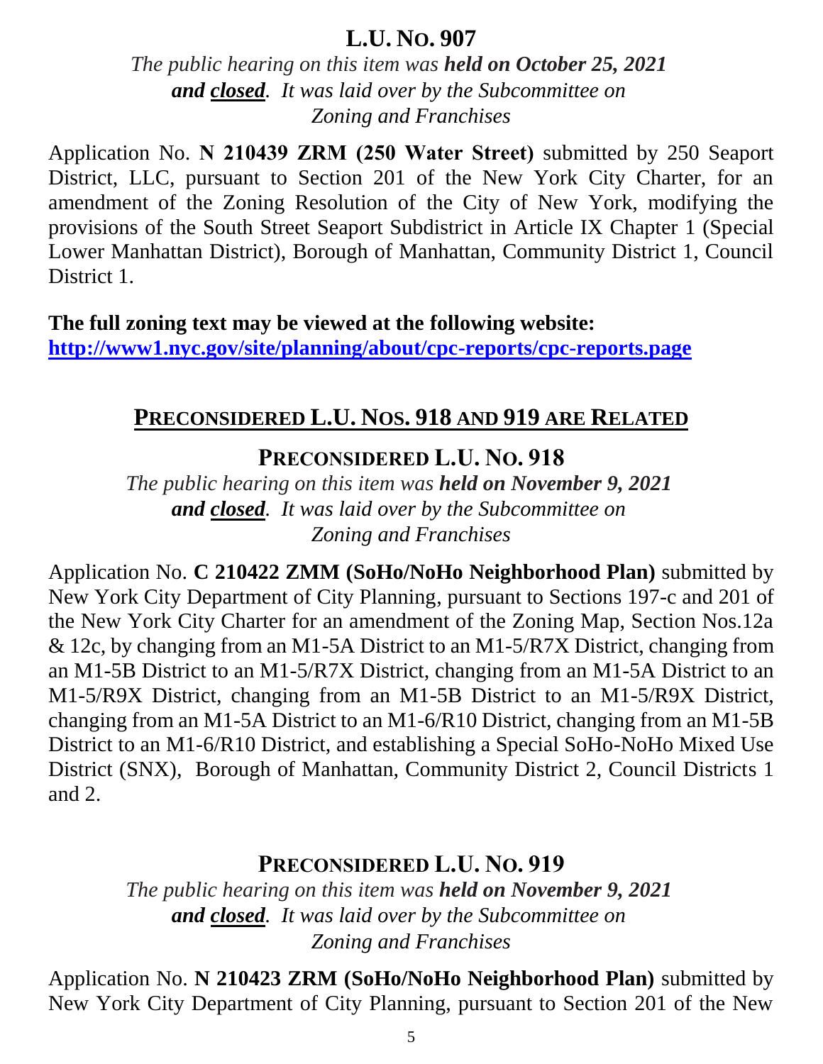## L.U. NO. 907

*The public hearing on this item was **held on October 25, 2021 and closed**. It was laid over by the Subcommittee on Zoning and Franchises*

Application No. **N 210439 ZRM (250 Water Street)** submitted by 250 Seaport District, LLC, pursuant to Section 201 of the New York City Charter, for an amendment of the Zoning Resolution of the City of New York, modifying the provisions of the South Street Seaport Subdistrict in Article IX Chapter 1 (Special Lower Manhattan District), Borough of Manhattan, Community District 1, Council District 1.

**The full zoning text may be viewed at the following website:**
**http://www1.nyc.gov/site/planning/about/cpc-reports/cpc-reports.page**

## PRECONSIDERED L.U. NOS. 918 AND 919 ARE RELATED

## PRECONSIDERED L.U. NO. 918

*The public hearing on this item was **held on November 9, 2021 and closed**. It was laid over by the Subcommittee on Zoning and Franchises*

Application No. **C 210422 ZMM (SoHo/NoHo Neighborhood Plan)** submitted by New York City Department of City Planning, pursuant to Sections 197-c and 201 of the New York City Charter for an amendment of the Zoning Map, Section Nos.12a & 12c, by changing from an M1-5A District to an M1-5/R7X District, changing from an M1-5B District to an M1-5/R7X District, changing from an M1-5A District to an M1-5/R9X District, changing from an M1-5B District to an M1-5/R9X District, changing from an M1-5A District to an M1-6/R10 District, changing from an M1-5B District to an M1-6/R10 District, and establishing a Special SoHo-NoHo Mixed Use District (SNX), Borough of Manhattan, Community District 2, Council Districts 1 and 2.

## PRECONSIDERED L.U. NO. 919

*The public hearing on this item was **held on November 9, 2021 and closed**. It was laid over by the Subcommittee on Zoning and Franchises*

Application No. **N 210423 ZRM (SoHo/NoHo Neighborhood Plan)** submitted by New York City Department of City Planning, pursuant to Section 201 of the New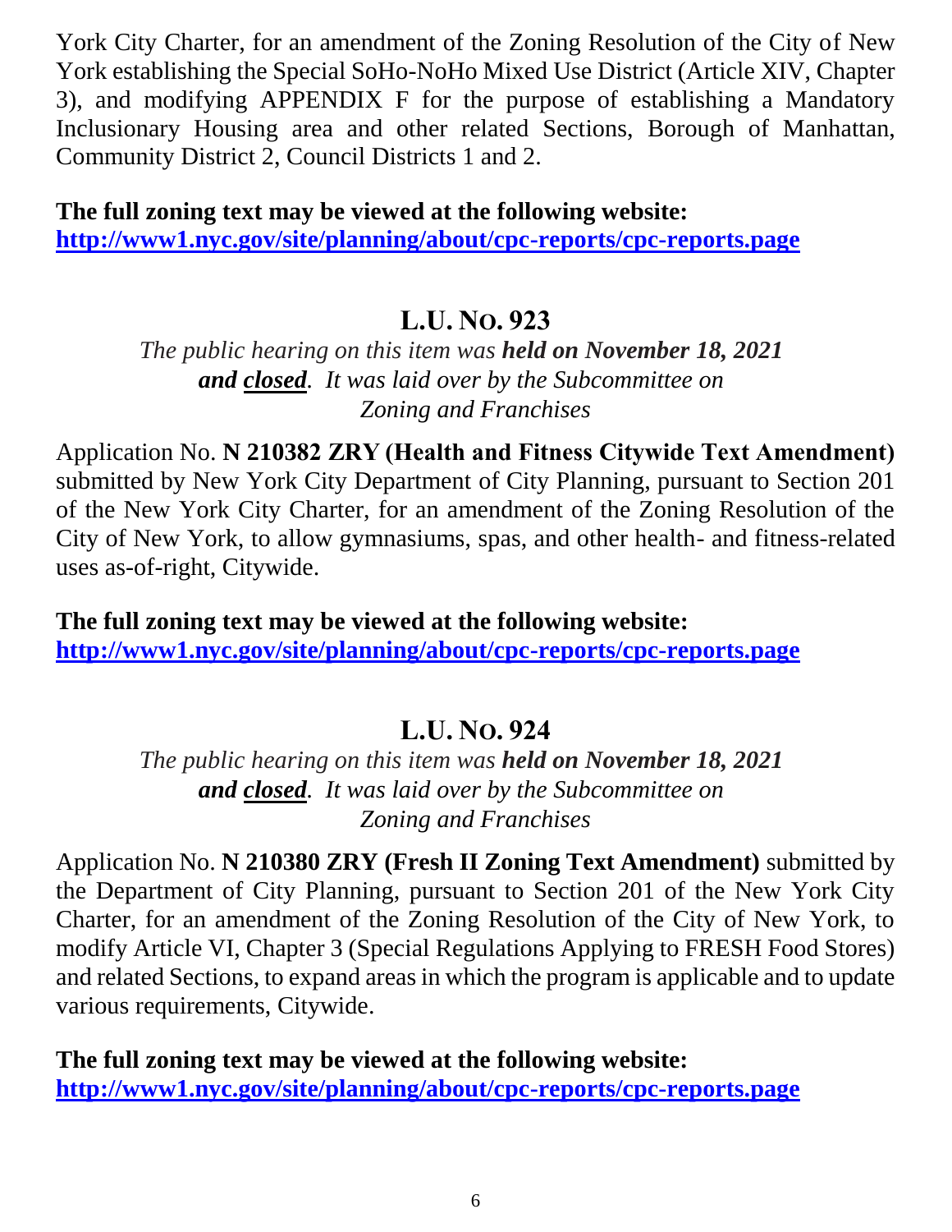York City Charter, for an amendment of the Zoning Resolution of the City of New York establishing the Special SoHo-NoHo Mixed Use District (Article XIV, Chapter 3), and modifying APPENDIX F for the purpose of establishing a Mandatory Inclusionary Housing area and other related Sections, Borough of Manhattan, Community District 2, Council Districts 1 and 2.

**The full zoning text may be viewed at the following website:**
**http://www1.nyc.gov/site/planning/about/cpc-reports/cpc-reports.page**

## L.U. No. 923

*The public hearing on this item was **held on November 18, 2021 and closed**. It was laid over by the Subcommittee on Zoning and Franchises*

Application No. **N 210382 ZRY (Health and Fitness Citywide Text Amendment)** submitted by New York City Department of City Planning, pursuant to Section 201 of the New York City Charter, for an amendment of the Zoning Resolution of the City of New York, to allow gymnasiums, spas, and other health- and fitness-related uses as-of-right, Citywide.

**The full zoning text may be viewed at the following website:**
**http://www1.nyc.gov/site/planning/about/cpc-reports/cpc-reports.page**

## L.U. No. 924

*The public hearing on this item was **held on November 18, 2021 and closed**. It was laid over by the Subcommittee on Zoning and Franchises*

Application No. **N 210380 ZRY (Fresh II Zoning Text Amendment)** submitted by the Department of City Planning, pursuant to Section 201 of the New York City Charter, for an amendment of the Zoning Resolution of the City of New York, to modify Article VI, Chapter 3 (Special Regulations Applying to FRESH Food Stores) and related Sections, to expand areas in which the program is applicable and to update various requirements, Citywide.

**The full zoning text may be viewed at the following website:**
**http://www1.nyc.gov/site/planning/about/cpc-reports/cpc-reports.page**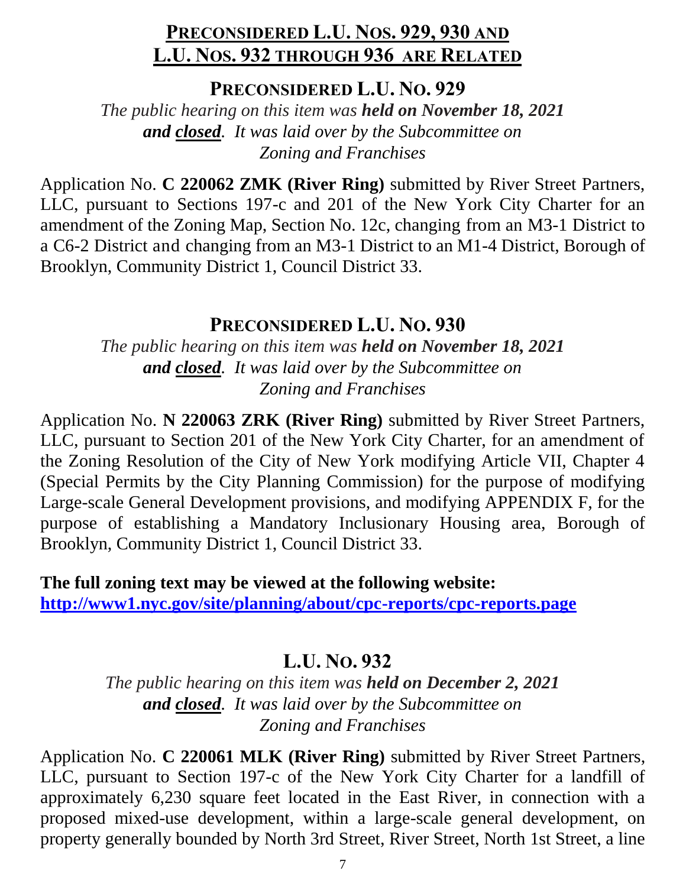## PRECONSIDERED L.U. NOS. 929, 930 AND L.U. NOS. 932 THROUGH 936 ARE RELATED

### PRECONSIDERED L.U. NO. 929

*The public hearing on this item was **held on November 18, 2021 and closed**. It was laid over by the Subcommittee on Zoning and Franchises*

Application No. **C 220062 ZMK (River Ring)** submitted by River Street Partners, LLC, pursuant to Sections 197-c and 201 of the New York City Charter for an amendment of the Zoning Map, Section No. 12c, changing from an M3-1 District to a C6-2 District and changing from an M3-1 District to an M1-4 District, Borough of Brooklyn, Community District 1, Council District 33.

### PRECONSIDERED L.U. NO. 930

*The public hearing on this item was **held on November 18, 2021 and closed**. It was laid over by the Subcommittee on Zoning and Franchises*

Application No. **N 220063 ZRK (River Ring)** submitted by River Street Partners, LLC, pursuant to Section 201 of the New York City Charter, for an amendment of the Zoning Resolution of the City of New York modifying Article VII, Chapter 4 (Special Permits by the City Planning Commission) for the purpose of modifying Large-scale General Development provisions, and modifying APPENDIX F, for the purpose of establishing a Mandatory Inclusionary Housing area, Borough of Brooklyn, Community District 1, Council District 33.

**The full zoning text may be viewed at the following website:**
**http://www1.nyc.gov/site/planning/about/cpc-reports/cpc-reports.page**

### L.U. NO. 932

*The public hearing on this item was **held on December 2, 2021 and closed**. It was laid over by the Subcommittee on Zoning and Franchises*

Application No. **C 220061 MLK (River Ring)** submitted by River Street Partners, LLC, pursuant to Section 197-c of the New York City Charter for a landfill of approximately 6,230 square feet located in the East River, in connection with a proposed mixed-use development, within a large-scale general development, on property generally bounded by North 3rd Street, River Street, North 1st Street, a line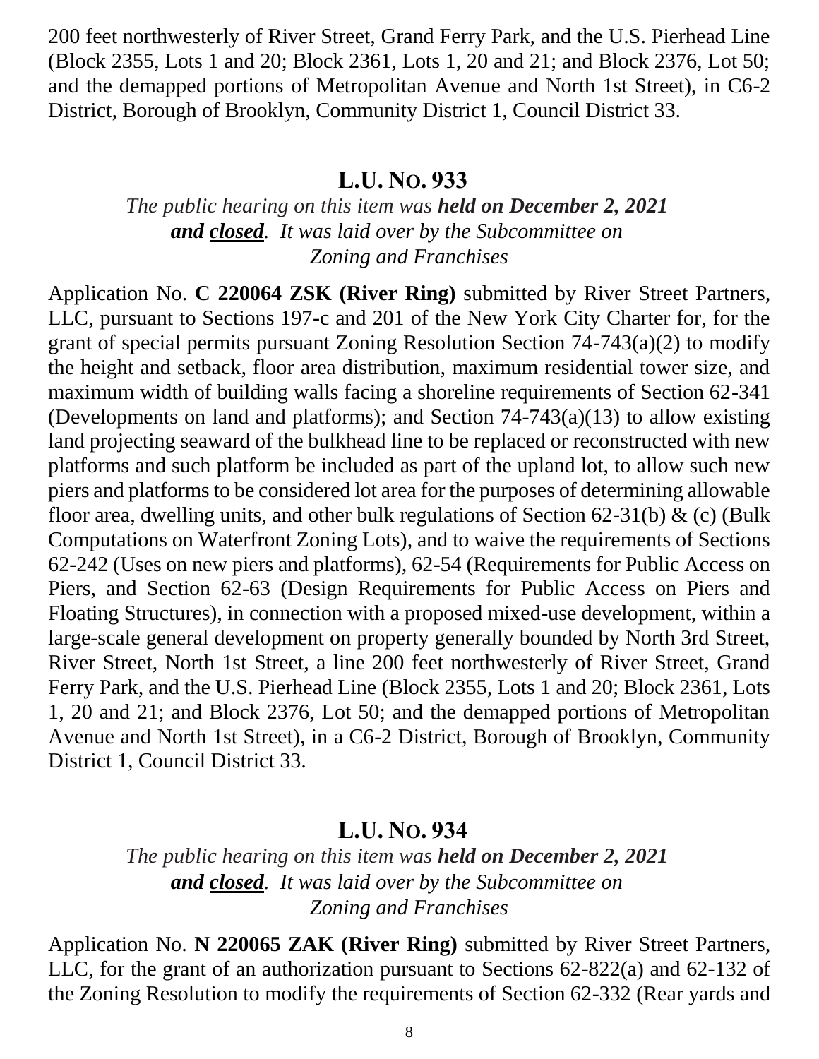200 feet northwesterly of River Street, Grand Ferry Park, and the U.S. Pierhead Line (Block 2355, Lots 1 and 20; Block 2361, Lots 1, 20 and 21; and Block 2376, Lot 50; and the demapped portions of Metropolitan Avenue and North 1st Street), in C6-2 District, Borough of Brooklyn, Community District 1, Council District 33.

## L.U. NO. 933

*The public hearing on this item was **held on December 2, 2021 and closed**. It was laid over by the Subcommittee on Zoning and Franchises*

Application No. **C 220064 ZSK (River Ring)** submitted by River Street Partners, LLC, pursuant to Sections 197-c and 201 of the New York City Charter for, for the grant of special permits pursuant Zoning Resolution Section 74-743(a)(2) to modify the height and setback, floor area distribution, maximum residential tower size, and maximum width of building walls facing a shoreline requirements of Section 62-341 (Developments on land and platforms); and Section 74-743(a)(13) to allow existing land projecting seaward of the bulkhead line to be replaced or reconstructed with new platforms and such platform be included as part of the upland lot, to allow such new piers and platforms to be considered lot area for the purposes of determining allowable floor area, dwelling units, and other bulk regulations of Section 62-31(b) & (c) (Bulk Computations on Waterfront Zoning Lots), and to waive the requirements of Sections 62-242 (Uses on new piers and platforms), 62-54 (Requirements for Public Access on Piers, and Section 62-63 (Design Requirements for Public Access on Piers and Floating Structures), in connection with a proposed mixed-use development, within a large-scale general development on property generally bounded by North 3rd Street, River Street, North 1st Street, a line 200 feet northwesterly of River Street, Grand Ferry Park, and the U.S. Pierhead Line (Block 2355, Lots 1 and 20; Block 2361, Lots 1, 20 and 21; and Block 2376, Lot 50; and the demapped portions of Metropolitan Avenue and North 1st Street), in a C6-2 District, Borough of Brooklyn, Community District 1, Council District 33.

## L.U. NO. 934

*The public hearing on this item was **held on December 2, 2021 and closed**. It was laid over by the Subcommittee on Zoning and Franchises*

Application No. **N 220065 ZAK (River Ring)** submitted by River Street Partners, LLC, for the grant of an authorization pursuant to Sections 62-822(a) and 62-132 of the Zoning Resolution to modify the requirements of Section 62-332 (Rear yards and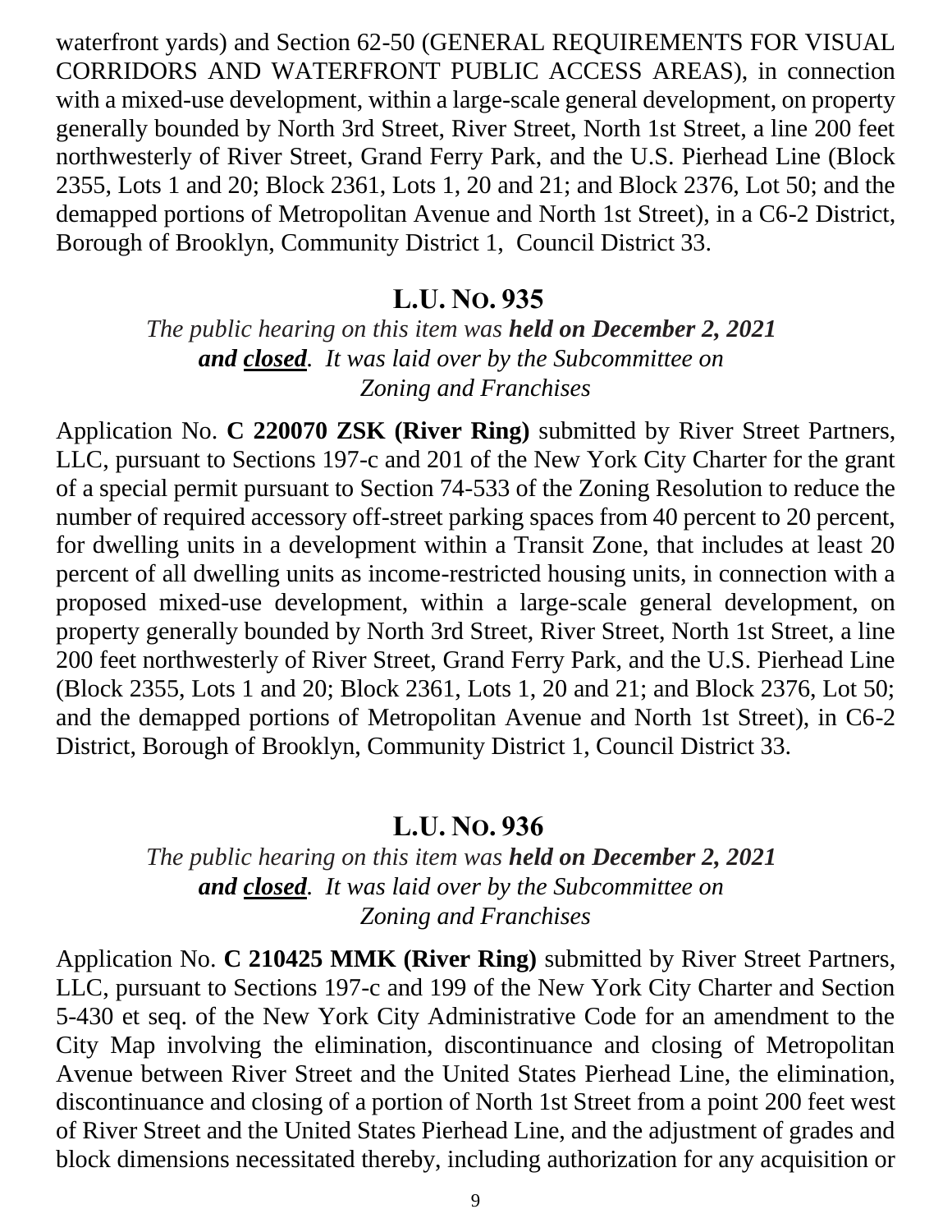waterfront yards) and Section 62-50 (GENERAL REQUIREMENTS FOR VISUAL CORRIDORS AND WATERFRONT PUBLIC ACCESS AREAS), in connection with a mixed-use development, within a large-scale general development, on property generally bounded by North 3rd Street, River Street, North 1st Street, a line 200 feet northwesterly of River Street, Grand Ferry Park, and the U.S. Pierhead Line (Block 2355, Lots 1 and 20; Block 2361, Lots 1, 20 and 21; and Block 2376, Lot 50; and the demapped portions of Metropolitan Avenue and North 1st Street), in a C6-2 District, Borough of Brooklyn, Community District 1, Council District 33.

## L.U. No. 935

*The public hearing on this item was **held on December 2, 2021 and closed**. It was laid over by the Subcommittee on Zoning and Franchises*

Application No. **C 220070 ZSK (River Ring)** submitted by River Street Partners, LLC, pursuant to Sections 197-c and 201 of the New York City Charter for the grant of a special permit pursuant to Section 74-533 of the Zoning Resolution to reduce the number of required accessory off-street parking spaces from 40 percent to 20 percent, for dwelling units in a development within a Transit Zone, that includes at least 20 percent of all dwelling units as income-restricted housing units, in connection with a proposed mixed-use development, within a large-scale general development, on property generally bounded by North 3rd Street, River Street, North 1st Street, a line 200 feet northwesterly of River Street, Grand Ferry Park, and the U.S. Pierhead Line (Block 2355, Lots 1 and 20; Block 2361, Lots 1, 20 and 21; and Block 2376, Lot 50; and the demapped portions of Metropolitan Avenue and North 1st Street), in C6-2 District, Borough of Brooklyn, Community District 1, Council District 33.

## L.U. No. 936

*The public hearing on this item was **held on December 2, 2021 and closed**. It was laid over by the Subcommittee on Zoning and Franchises*

Application No. **C 210425 MMK (River Ring)** submitted by River Street Partners, LLC, pursuant to Sections 197-c and 199 of the New York City Charter and Section 5-430 et seq. of the New York City Administrative Code for an amendment to the City Map involving the elimination, discontinuance and closing of Metropolitan Avenue between River Street and the United States Pierhead Line, the elimination, discontinuance and closing of a portion of North 1st Street from a point 200 feet west of River Street and the United States Pierhead Line, and the adjustment of grades and block dimensions necessitated thereby, including authorization for any acquisition or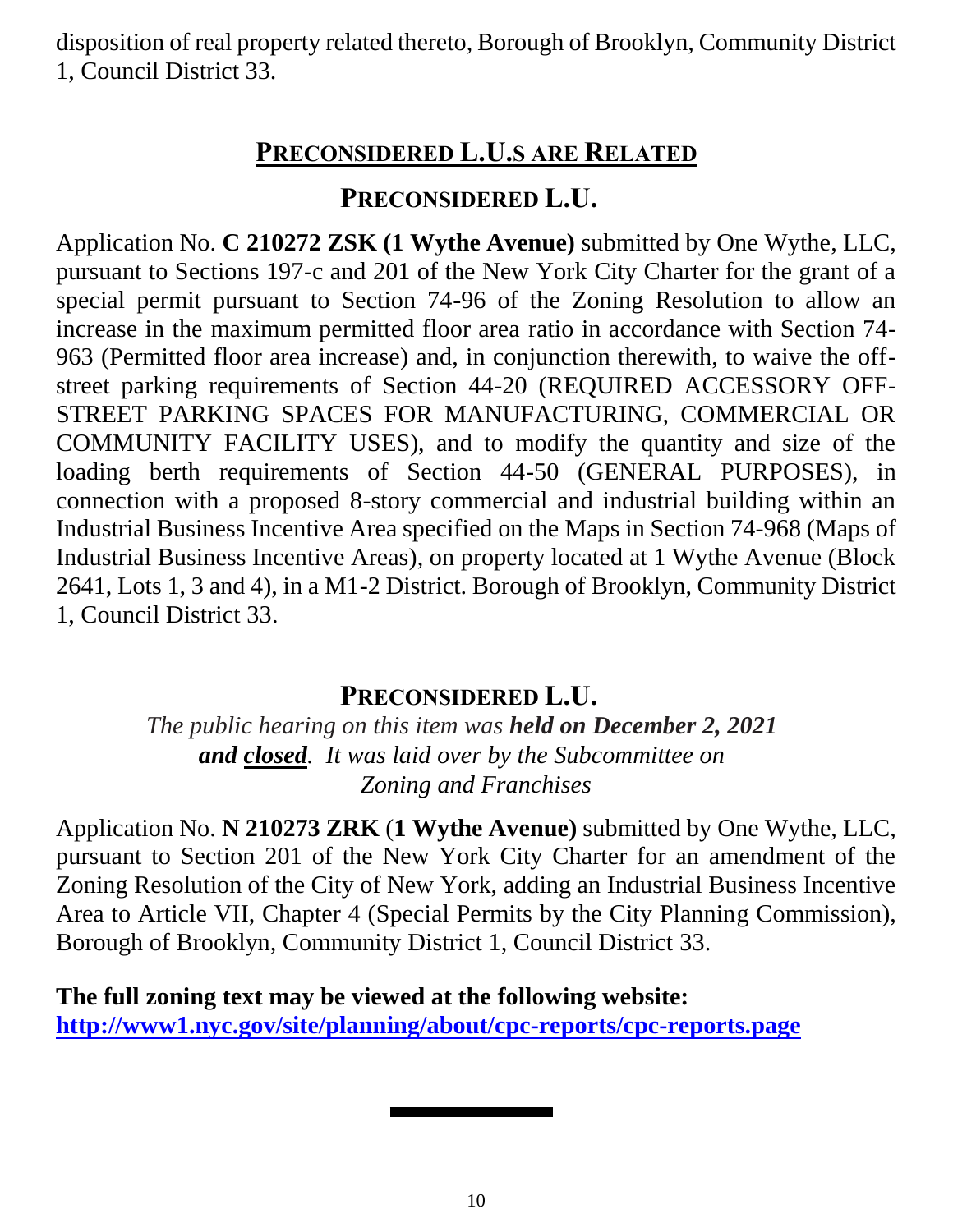disposition of real property related thereto, Borough of Brooklyn, Community District 1, Council District 33.

## PRECONSIDERED L.U.S ARE RELATED

## PRECONSIDERED L.U.

Application No. **C 210272 ZSK (1 Wythe Avenue)** submitted by One Wythe, LLC, pursuant to Sections 197-c and 201 of the New York City Charter for the grant of a special permit pursuant to Section 74-96 of the Zoning Resolution to allow an increase in the maximum permitted floor area ratio in accordance with Section 74-963 (Permitted floor area increase) and, in conjunction therewith, to waive the off-street parking requirements of Section 44-20 (REQUIRED ACCESSORY OFF-STREET PARKING SPACES FOR MANUFACTURING, COMMERCIAL OR COMMUNITY FACILITY USES), and to modify the quantity and size of the loading berth requirements of Section 44-50 (GENERAL PURPOSES), in connection with a proposed 8-story commercial and industrial building within an Industrial Business Incentive Area specified on the Maps in Section 74-968 (Maps of Industrial Business Incentive Areas), on property located at 1 Wythe Avenue (Block 2641, Lots 1, 3 and 4), in a M1-2 District. Borough of Brooklyn, Community District 1, Council District 33.

## PRECONSIDERED L.U.

*The public hearing on this item was* ***held on December 2, 2021 and closed****. It was laid over by the Subcommittee on Zoning and Franchises*

Application No. **N 210273 ZRK** (**1 Wythe Avenue)** submitted by One Wythe, LLC, pursuant to Section 201 of the New York City Charter for an amendment of the Zoning Resolution of the City of New York, adding an Industrial Business Incentive Area to Article VII, Chapter 4 (Special Permits by the City Planning Commission), Borough of Brooklyn, Community District 1, Council District 33.

**The full zoning text may be viewed at the following website:**
**http://www1.nyc.gov/site/planning/about/cpc-reports/cpc-reports.page**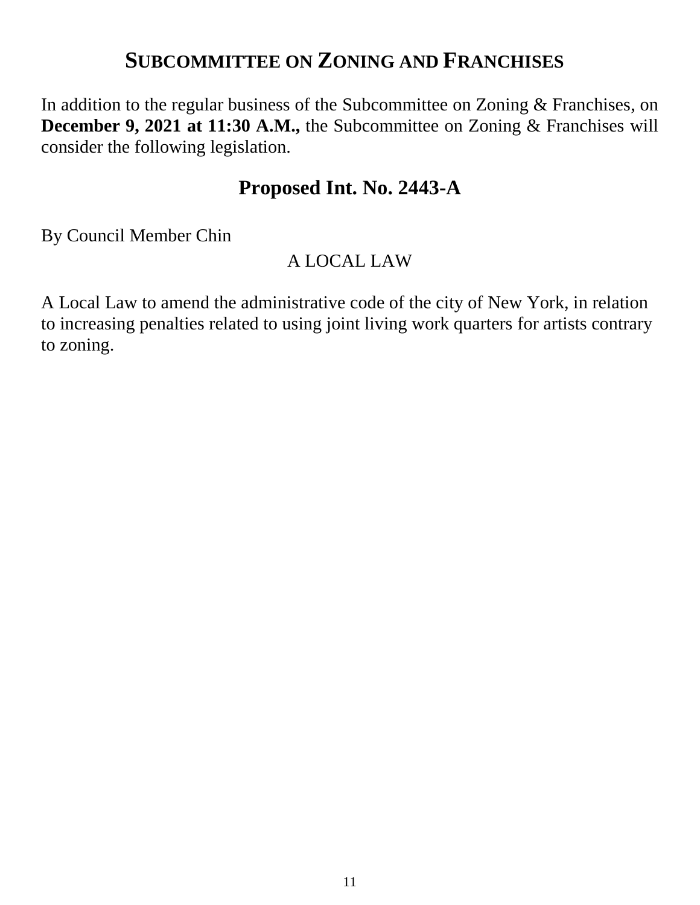## SUBCOMMITTEE ON ZONING AND FRANCHISES

In addition to the regular business of the Subcommittee on Zoning & Franchises, on **December 9, 2021 at 11:30 A.M.,** the Subcommittee on Zoning & Franchises will consider the following legislation.

## Proposed Int. No. 2443-A

By Council Member Chin

A LOCAL LAW

A Local Law to amend the administrative code of the city of New York, in relation to increasing penalties related to using joint living work quarters for artists contrary to zoning.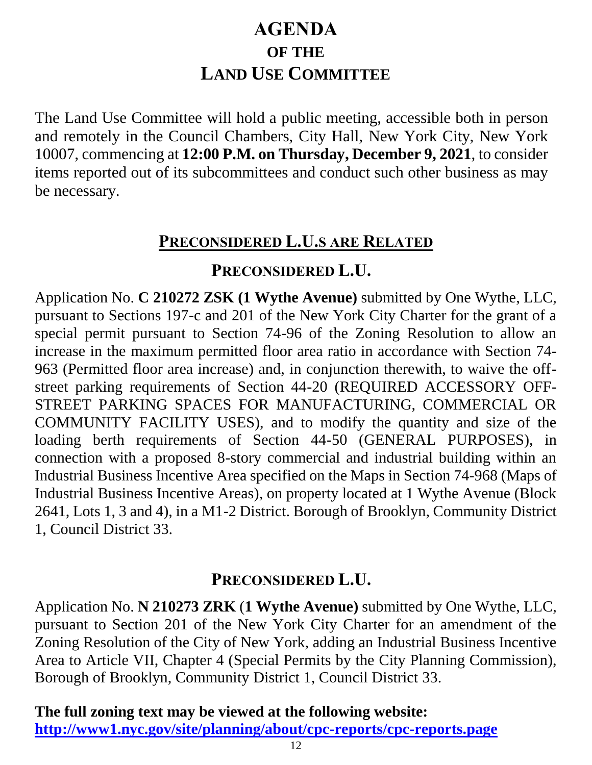# AGENDA
## OF THE
# LAND USE COMMITTEE

The Land Use Committee will hold a public meeting, accessible both in person and remotely in the Council Chambers, City Hall, New York City, New York 10007, commencing at **12:00 P.M. on Thursday, December 9, 2021**, to consider items reported out of its subcommittees and conduct such other business as may be necessary.

## PRECONSIDERED L.U.S ARE RELATED

## PRECONSIDERED L.U.

Application No. **C 210272 ZSK (1 Wythe Avenue)** submitted by One Wythe, LLC, pursuant to Sections 197-c and 201 of the New York City Charter for the grant of a special permit pursuant to Section 74-96 of the Zoning Resolution to allow an increase in the maximum permitted floor area ratio in accordance with Section 74-963 (Permitted floor area increase) and, in conjunction therewith, to waive the off-street parking requirements of Section 44-20 (REQUIRED ACCESSORY OFF-STREET PARKING SPACES FOR MANUFACTURING, COMMERCIAL OR COMMUNITY FACILITY USES), and to modify the quantity and size of the loading berth requirements of Section 44-50 (GENERAL PURPOSES), in connection with a proposed 8-story commercial and industrial building within an Industrial Business Incentive Area specified on the Maps in Section 74-968 (Maps of Industrial Business Incentive Areas), on property located at 1 Wythe Avenue (Block 2641, Lots 1, 3 and 4), in a M1-2 District. Borough of Brooklyn, Community District 1, Council District 33.

## PRECONSIDERED L.U.

Application No. **N 210273 ZRK** (**1 Wythe Avenue)** submitted by One Wythe, LLC, pursuant to Section 201 of the New York City Charter for an amendment of the Zoning Resolution of the City of New York, adding an Industrial Business Incentive Area to Article VII, Chapter 4 (Special Permits by the City Planning Commission), Borough of Brooklyn, Community District 1, Council District 33.

**The full zoning text may be viewed at the following website:**
**http://www1.nyc.gov/site/planning/about/cpc-reports/cpc-reports.page**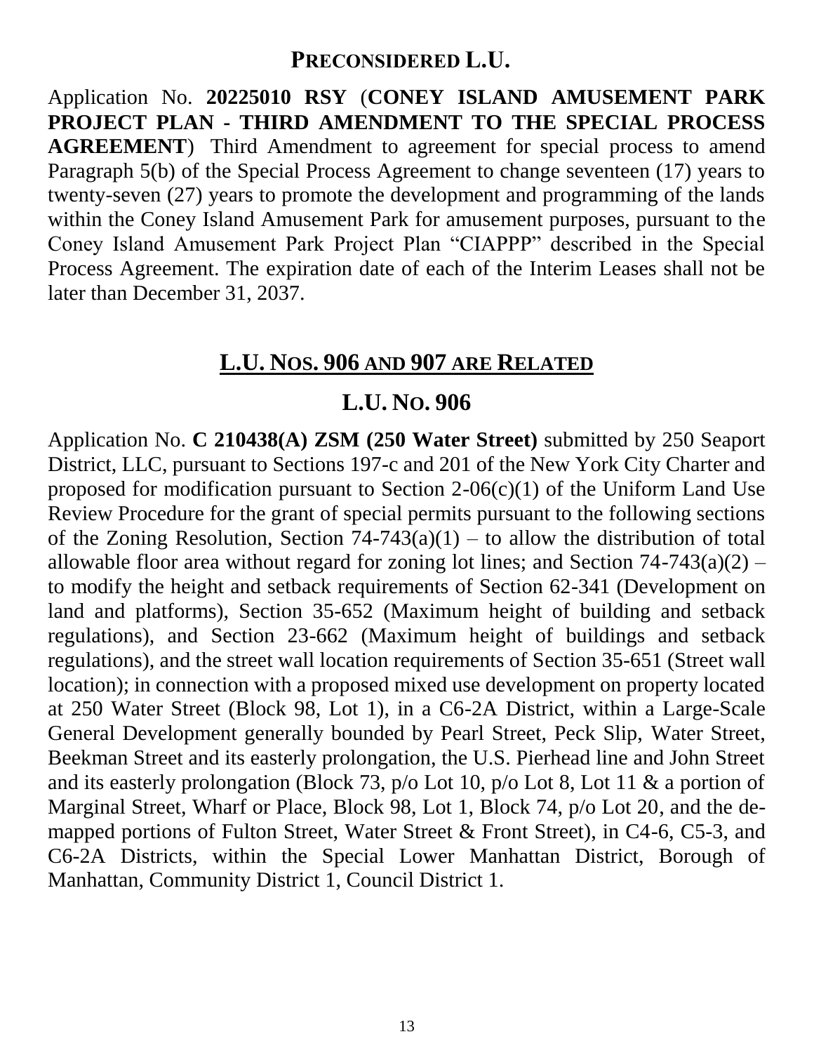## PRECONSIDERED L.U.

Application No. **20225010 RSY** (**CONEY ISLAND AMUSEMENT PARK PROJECT PLAN - THIRD AMENDMENT TO THE SPECIAL PROCESS AGREEMENT**) Third Amendment to agreement for special process to amend Paragraph 5(b) of the Special Process Agreement to change seventeen (17) years to twenty-seven (27) years to promote the development and programming of the lands within the Coney Island Amusement Park for amusement purposes, pursuant to the Coney Island Amusement Park Project Plan "CIAPPP" described in the Special Process Agreement. The expiration date of each of the Interim Leases shall not be later than December 31, 2037.

## L.U. NOS. 906 AND 907 ARE RELATED

## L.U. NO. 906

Application No. **C 210438(A) ZSM (250 Water Street)** submitted by 250 Seaport District, LLC, pursuant to Sections 197-c and 201 of the New York City Charter and proposed for modification pursuant to Section 2-06(c)(1) of the Uniform Land Use Review Procedure for the grant of special permits pursuant to the following sections of the Zoning Resolution, Section 74-743(a)(1) – to allow the distribution of total allowable floor area without regard for zoning lot lines; and Section 74-743(a)(2) – to modify the height and setback requirements of Section 62-341 (Development on land and platforms), Section 35-652 (Maximum height of building and setback regulations), and Section 23-662 (Maximum height of buildings and setback regulations), and the street wall location requirements of Section 35-651 (Street wall location); in connection with a proposed mixed use development on property located at 250 Water Street (Block 98, Lot 1), in a C6-2A District, within a Large-Scale General Development generally bounded by Pearl Street, Peck Slip, Water Street, Beekman Street and its easterly prolongation, the U.S. Pierhead line and John Street and its easterly prolongation (Block 73, p/o Lot 10, p/o Lot 8, Lot 11 & a portion of Marginal Street, Wharf or Place, Block 98, Lot 1, Block 74, p/o Lot 20, and the de-mapped portions of Fulton Street, Water Street & Front Street), in C4-6, C5-3, and C6-2A Districts, within the Special Lower Manhattan District, Borough of Manhattan, Community District 1, Council District 1.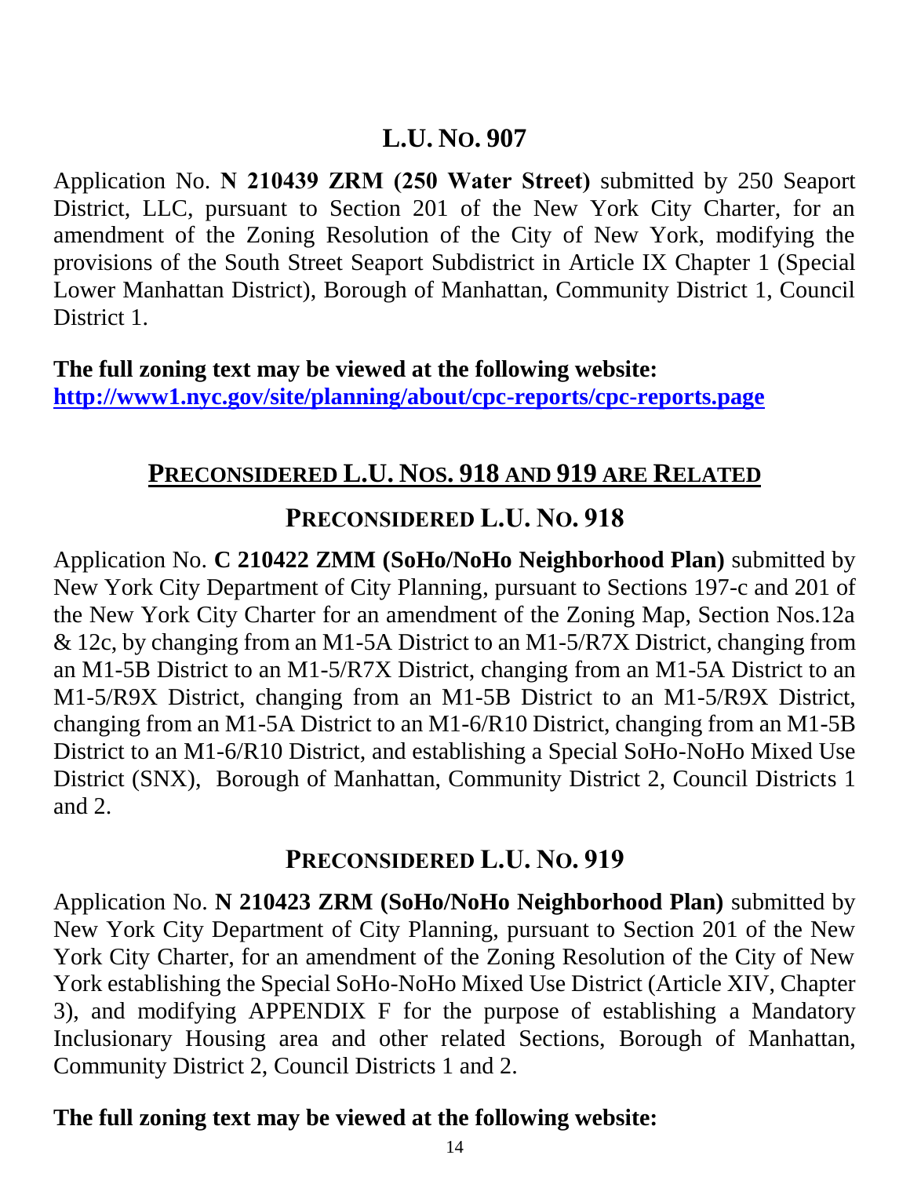## L.U. NO. 907

Application No. **N 210439 ZRM (250 Water Street)** submitted by 250 Seaport District, LLC, pursuant to Section 201 of the New York City Charter, for an amendment of the Zoning Resolution of the City of New York, modifying the provisions of the South Street Seaport Subdistrict in Article IX Chapter 1 (Special Lower Manhattan District), Borough of Manhattan, Community District 1, Council District 1.

**The full zoning text may be viewed at the following website:**
**http://www1.nyc.gov/site/planning/about/cpc-reports/cpc-reports.page**

## PRECONSIDERED L.U. NOS. 918 AND 919 ARE RELATED

## PRECONSIDERED L.U. NO. 918

Application No. **C 210422 ZMM (SoHo/NoHo Neighborhood Plan)** submitted by New York City Department of City Planning, pursuant to Sections 197-c and 201 of the New York City Charter for an amendment of the Zoning Map, Section Nos.12a & 12c, by changing from an M1-5A District to an M1-5/R7X District, changing from an M1-5B District to an M1-5/R7X District, changing from an M1-5A District to an M1-5/R9X District, changing from an M1-5B District to an M1-5/R9X District, changing from an M1-5A District to an M1-6/R10 District, changing from an M1-5B District to an M1-6/R10 District, and establishing a Special SoHo-NoHo Mixed Use District (SNX), Borough of Manhattan, Community District 2, Council Districts 1 and 2.

## PRECONSIDERED L.U. NO. 919

Application No. **N 210423 ZRM (SoHo/NoHo Neighborhood Plan)** submitted by New York City Department of City Planning, pursuant to Section 201 of the New York City Charter, for an amendment of the Zoning Resolution of the City of New York establishing the Special SoHo-NoHo Mixed Use District (Article XIV, Chapter 3), and modifying APPENDIX F for the purpose of establishing a Mandatory Inclusionary Housing area and other related Sections, Borough of Manhattan, Community District 2, Council Districts 1 and 2.

**The full zoning text may be viewed at the following website:**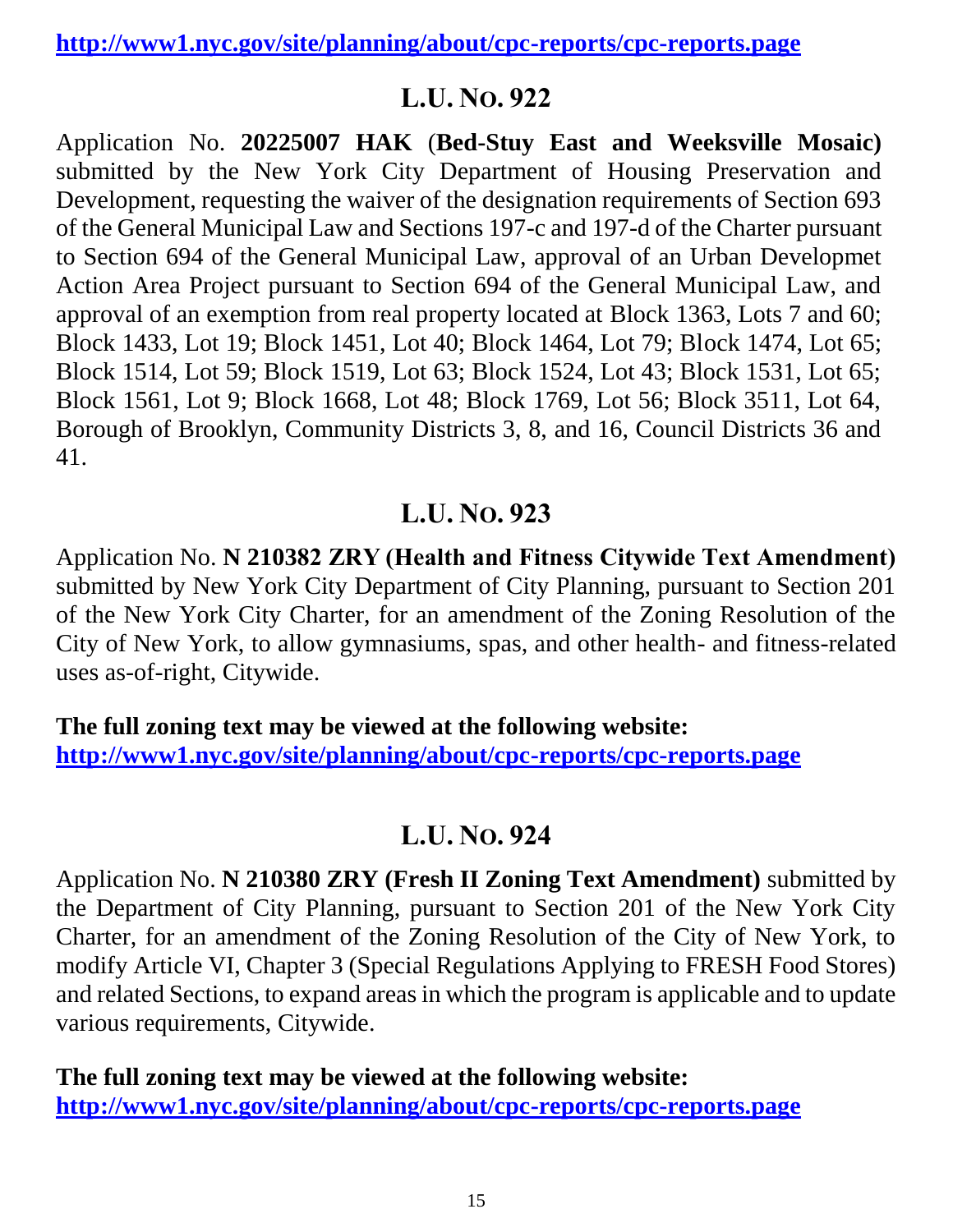**http://www1.nyc.gov/site/planning/about/cpc-reports/cpc-reports.page**

## L.U. No. 922

Application No. **20225007 HAK** (**Bed-Stuy East and Weeksville Mosaic)** submitted by the New York City Department of Housing Preservation and Development, requesting the waiver of the designation requirements of Section 693 of the General Municipal Law and Sections 197-c and 197-d of the Charter pursuant to Section 694 of the General Municipal Law, approval of an Urban Developmet Action Area Project pursuant to Section 694 of the General Municipal Law, and approval of an exemption from real property located at Block 1363, Lots 7 and 60; Block 1433, Lot 19; Block 1451, Lot 40; Block 1464, Lot 79; Block 1474, Lot 65; Block 1514, Lot 59; Block 1519, Lot 63; Block 1524, Lot 43; Block 1531, Lot 65; Block 1561, Lot 9; Block 1668, Lot 48; Block 1769, Lot 56; Block 3511, Lot 64, Borough of Brooklyn, Community Districts 3, 8, and 16, Council Districts 36 and 41.

## L.U. No. 923

Application No. **N 210382 ZRY (Health and Fitness Citywide Text Amendment)** submitted by New York City Department of City Planning, pursuant to Section 201 of the New York City Charter, for an amendment of the Zoning Resolution of the City of New York, to allow gymnasiums, spas, and other health- and fitness-related uses as-of-right, Citywide.

**The full zoning text may be viewed at the following website:**
**http://www1.nyc.gov/site/planning/about/cpc-reports/cpc-reports.page**

## L.U. No. 924

Application No. **N 210380 ZRY (Fresh II Zoning Text Amendment)** submitted by the Department of City Planning, pursuant to Section 201 of the New York City Charter, for an amendment of the Zoning Resolution of the City of New York, to modify Article VI, Chapter 3 (Special Regulations Applying to FRESH Food Stores) and related Sections, to expand areas in which the program is applicable and to update various requirements, Citywide.

**The full zoning text may be viewed at the following website:**
**http://www1.nyc.gov/site/planning/about/cpc-reports/cpc-reports.page**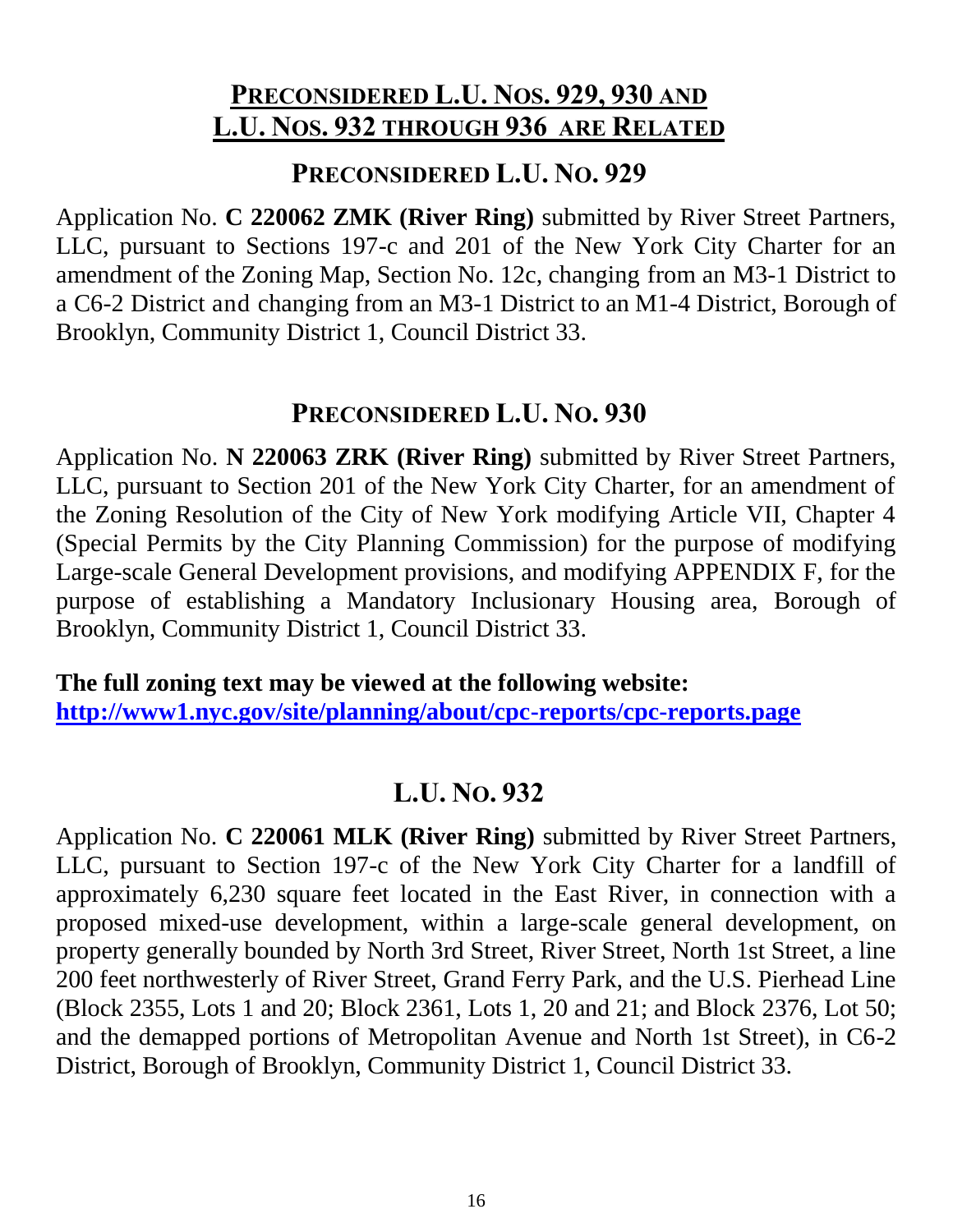## PRECONSIDERED L.U. NOS. 929, 930 AND L.U. NOS. 932 THROUGH 936 ARE RELATED

### PRECONSIDERED L.U. NO. 929

Application No. **C 220062 ZMK (River Ring)** submitted by River Street Partners, LLC, pursuant to Sections 197-c and 201 of the New York City Charter for an amendment of the Zoning Map, Section No. 12c, changing from an M3-1 District to a C6-2 District and changing from an M3-1 District to an M1-4 District, Borough of Brooklyn, Community District 1, Council District 33.

### PRECONSIDERED L.U. NO. 930

Application No. **N 220063 ZRK (River Ring)** submitted by River Street Partners, LLC, pursuant to Section 201 of the New York City Charter, for an amendment of the Zoning Resolution of the City of New York modifying Article VII, Chapter 4 (Special Permits by the City Planning Commission) for the purpose of modifying Large-scale General Development provisions, and modifying APPENDIX F, for the purpose of establishing a Mandatory Inclusionary Housing area, Borough of Brooklyn, Community District 1, Council District 33.

**The full zoning text may be viewed at the following website:**
**[http://www1.nyc.gov/site/planning/about/cpc-reports/cpc-reports.page](http://www1.nyc.gov/site/planning/about/cpc-reports/cpc-reports.page)**

### L.U. NO. 932

Application No. **C 220061 MLK (River Ring)** submitted by River Street Partners, LLC, pursuant to Section 197-c of the New York City Charter for a landfill of approximately 6,230 square feet located in the East River, in connection with a proposed mixed-use development, within a large-scale general development, on property generally bounded by North 3rd Street, River Street, North 1st Street, a line 200 feet northwesterly of River Street, Grand Ferry Park, and the U.S. Pierhead Line (Block 2355, Lots 1 and 20; Block 2361, Lots 1, 20 and 21; and Block 2376, Lot 50; and the demapped portions of Metropolitan Avenue and North 1st Street), in C6-2 District, Borough of Brooklyn, Community District 1, Council District 33.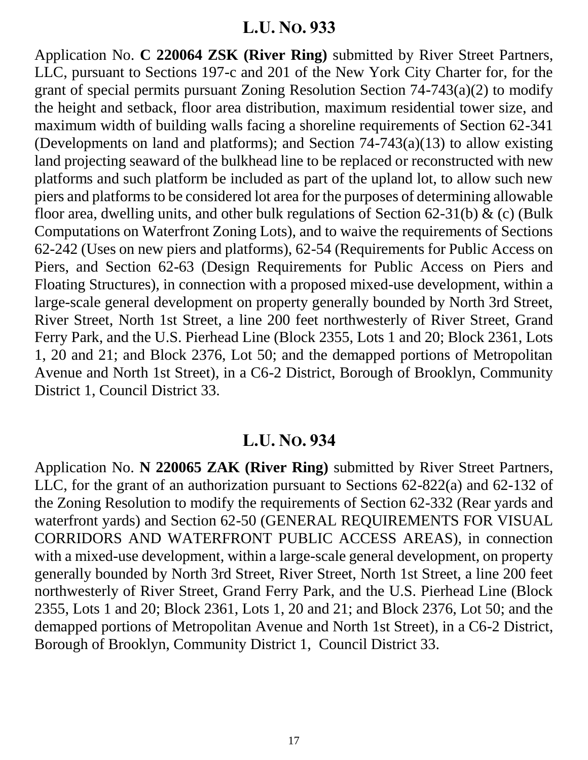## L.U. NO. 933

Application No. **C 220064 ZSK (River Ring)** submitted by River Street Partners, LLC, pursuant to Sections 197-c and 201 of the New York City Charter for, for the grant of special permits pursuant Zoning Resolution Section 74-743(a)(2) to modify the height and setback, floor area distribution, maximum residential tower size, and maximum width of building walls facing a shoreline requirements of Section 62-341 (Developments on land and platforms); and Section 74-743(a)(13) to allow existing land projecting seaward of the bulkhead line to be replaced or reconstructed with new platforms and such platform be included as part of the upland lot, to allow such new piers and platforms to be considered lot area for the purposes of determining allowable floor area, dwelling units, and other bulk regulations of Section 62-31(b) & (c) (Bulk Computations on Waterfront Zoning Lots), and to waive the requirements of Sections 62-242 (Uses on new piers and platforms), 62-54 (Requirements for Public Access on Piers, and Section 62-63 (Design Requirements for Public Access on Piers and Floating Structures), in connection with a proposed mixed-use development, within a large-scale general development on property generally bounded by North 3rd Street, River Street, North 1st Street, a line 200 feet northwesterly of River Street, Grand Ferry Park, and the U.S. Pierhead Line (Block 2355, Lots 1 and 20; Block 2361, Lots 1, 20 and 21; and Block 2376, Lot 50; and the demapped portions of Metropolitan Avenue and North 1st Street), in a C6-2 District, Borough of Brooklyn, Community District 1, Council District 33.

## L.U. NO. 934

Application No. **N 220065 ZAK (River Ring)** submitted by River Street Partners, LLC, for the grant of an authorization pursuant to Sections 62-822(a) and 62-132 of the Zoning Resolution to modify the requirements of Section 62-332 (Rear yards and waterfront yards) and Section 62-50 (GENERAL REQUIREMENTS FOR VISUAL CORRIDORS AND WATERFRONT PUBLIC ACCESS AREAS), in connection with a mixed-use development, within a large-scale general development, on property generally bounded by North 3rd Street, River Street, North 1st Street, a line 200 feet northwesterly of River Street, Grand Ferry Park, and the U.S. Pierhead Line (Block 2355, Lots 1 and 20; Block 2361, Lots 1, 20 and 21; and Block 2376, Lot 50; and the demapped portions of Metropolitan Avenue and North 1st Street), in a C6-2 District, Borough of Brooklyn, Community District 1, Council District 33.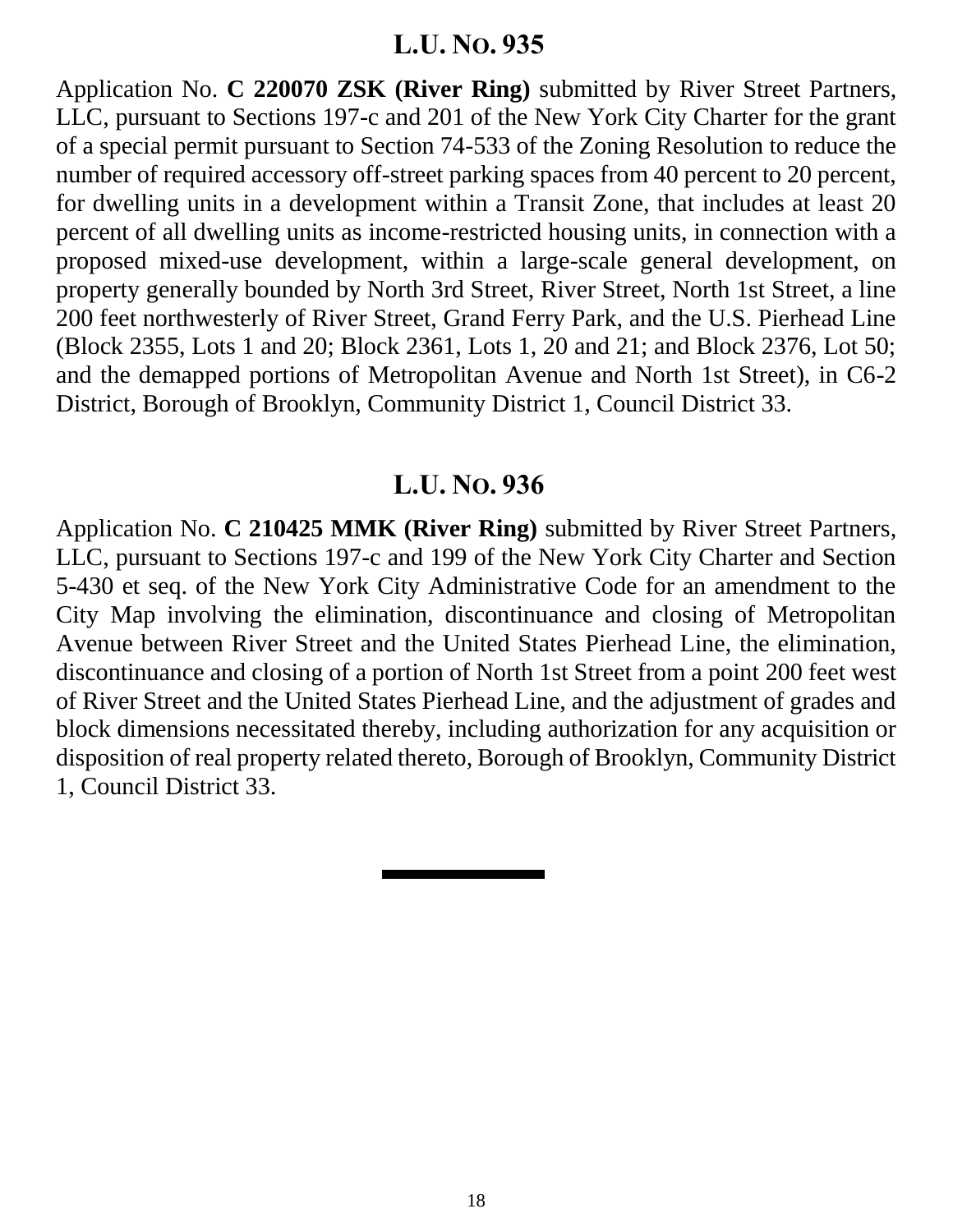## L.U. NO. 935

Application No. **C 220070 ZSK (River Ring)** submitted by River Street Partners, LLC, pursuant to Sections 197-c and 201 of the New York City Charter for the grant of a special permit pursuant to Section 74-533 of the Zoning Resolution to reduce the number of required accessory off-street parking spaces from 40 percent to 20 percent, for dwelling units in a development within a Transit Zone, that includes at least 20 percent of all dwelling units as income-restricted housing units, in connection with a proposed mixed-use development, within a large-scale general development, on property generally bounded by North 3rd Street, River Street, North 1st Street, a line 200 feet northwesterly of River Street, Grand Ferry Park, and the U.S. Pierhead Line (Block 2355, Lots 1 and 20; Block 2361, Lots 1, 20 and 21; and Block 2376, Lot 50; and the demapped portions of Metropolitan Avenue and North 1st Street), in C6-2 District, Borough of Brooklyn, Community District 1, Council District 33.

## L.U. NO. 936

Application No. **C 210425 MMK (River Ring)** submitted by River Street Partners, LLC, pursuant to Sections 197-c and 199 of the New York City Charter and Section 5-430 et seq. of the New York City Administrative Code for an amendment to the City Map involving the elimination, discontinuance and closing of Metropolitan Avenue between River Street and the United States Pierhead Line, the elimination, discontinuance and closing of a portion of North 1st Street from a point 200 feet west of River Street and the United States Pierhead Line, and the adjustment of grades and block dimensions necessitated thereby, including authorization for any acquisition or disposition of real property related thereto, Borough of Brooklyn, Community District 1, Council District 33.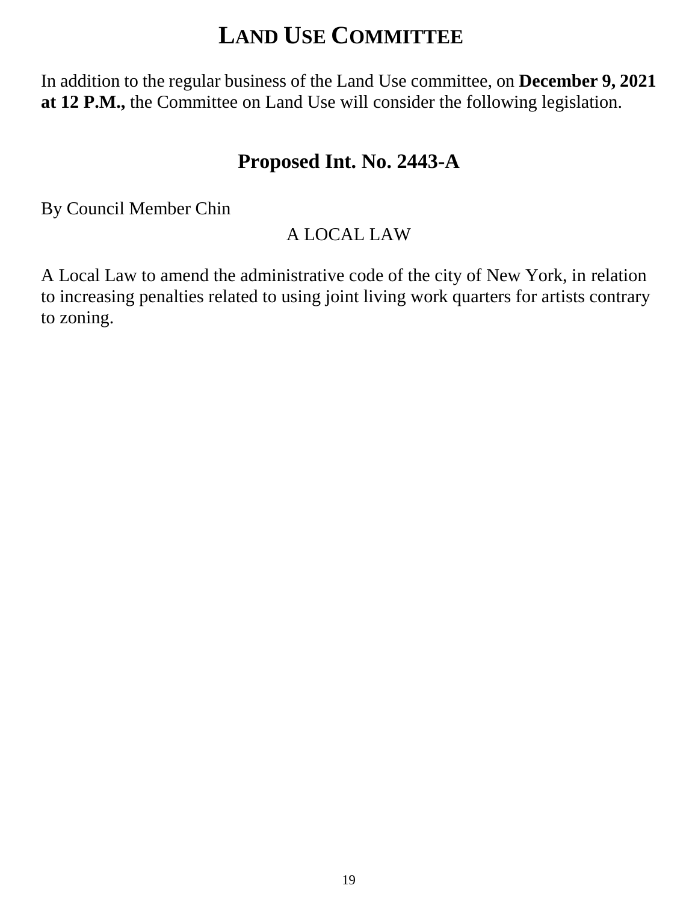# LAND USE COMMITTEE

In addition to the regular business of the Land Use committee, on **December 9, 2021 at 12 P.M.,** the Committee on Land Use will consider the following legislation.

## Proposed Int. No. 2443-A

By Council Member Chin

A LOCAL LAW

A Local Law to amend the administrative code of the city of New York, in relation to increasing penalties related to using joint living work quarters for artists contrary to zoning.